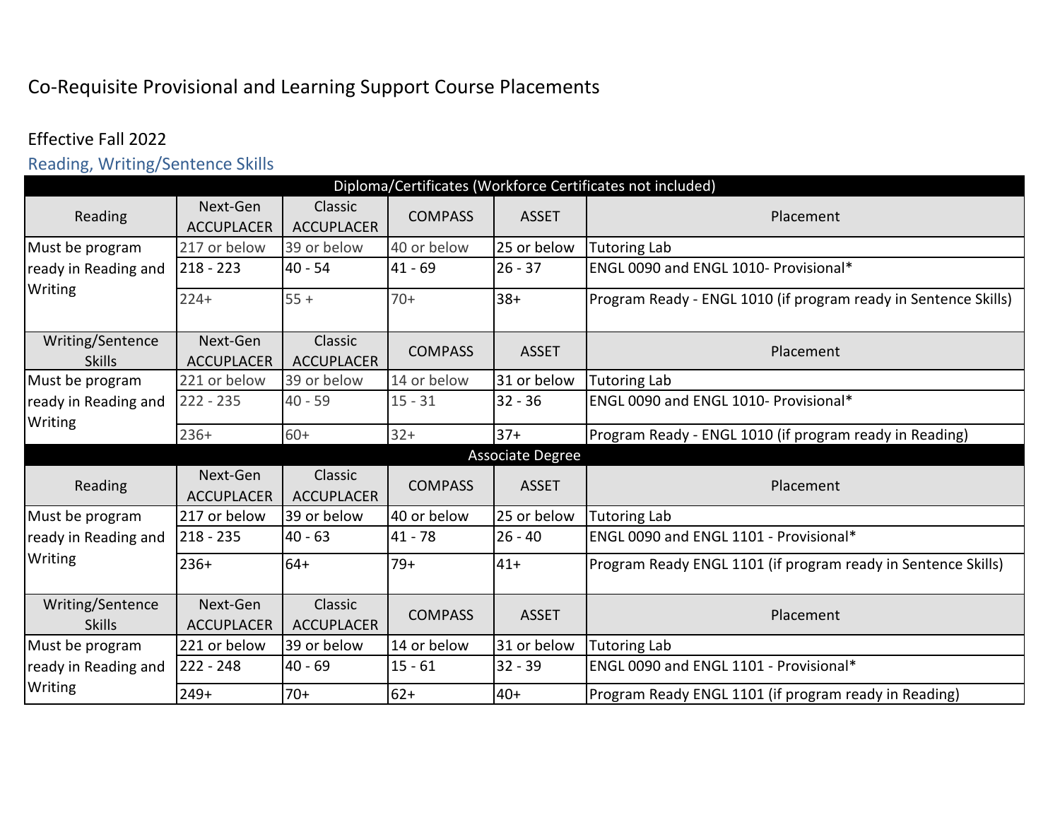# Co-Requisite Provisional and Learning Support Course Placements

Effective Fall 2022

## Reading, Writing/Sentence Skills

| Diploma/Certificates (Workforce Certificates not included) | | | | | |
|---|---|---|---|---|---|
| Reading | Next-Gen ACCUPLACER | Classic ACCUPLACER | COMPASS | ASSET | Placement |
| Must be program ready in Reading and Writing | 217 or below | 39 or below | 40 or below | 25 or below | Tutoring Lab |
| | 218 - 223 | 40 - 54 | 41 - 69 | 26 - 37 | ENGL 0090 and ENGL 1010- Provisional* |
| | 224+ | 55 + | 70+ | 38+ | Program Ready - ENGL 1010 (if program ready in Sentence Skills) |
| Writing/Sentence Skills | Next-Gen ACCUPLACER | Classic ACCUPLACER | COMPASS | ASSET | Placement |
| Must be program ready in Reading and Writing | 221 or below | 39 or below | 14 or below | 31 or below | Tutoring Lab |
| | 222 - 235 | 40 - 59 | 15 - 31 | 32 - 36 | ENGL 0090 and ENGL 1010- Provisional* |
| | 236+ | 60+ | 32+ | 37+ | Program Ready - ENGL 1010 (if program ready in Reading) |
| **Associate Degree** | | | | | |
| Reading | Next-Gen ACCUPLACER | Classic ACCUPLACER | COMPASS | ASSET | Placement |
| Must be program ready in Reading and Writing | 217 or below | 39 or below | 40 or below | 25 or below | Tutoring Lab |
| | 218 - 235 | 40 - 63 | 41 - 78 | 26 - 40 | ENGL 0090 and ENGL 1101 - Provisional* |
| | 236+ | 64+ | 79+ | 41+ | Program Ready ENGL 1101 (if program ready in Sentence Skills) |
| Writing/Sentence Skills | Next-Gen ACCUPLACER | Classic ACCUPLACER | COMPASS | ASSET | Placement |
| Must be program ready in Reading and Writing | 221 or below | 39 or below | 14 or below | 31 or below | Tutoring Lab |
| | 222 - 248 | 40 - 69 | 15 - 61 | 32 - 39 | ENGL 0090 and ENGL 1101 - Provisional* |
| | 249+ | 70+ | 62+ | 40+ | Program Ready ENGL 1101 (if program ready in Reading) |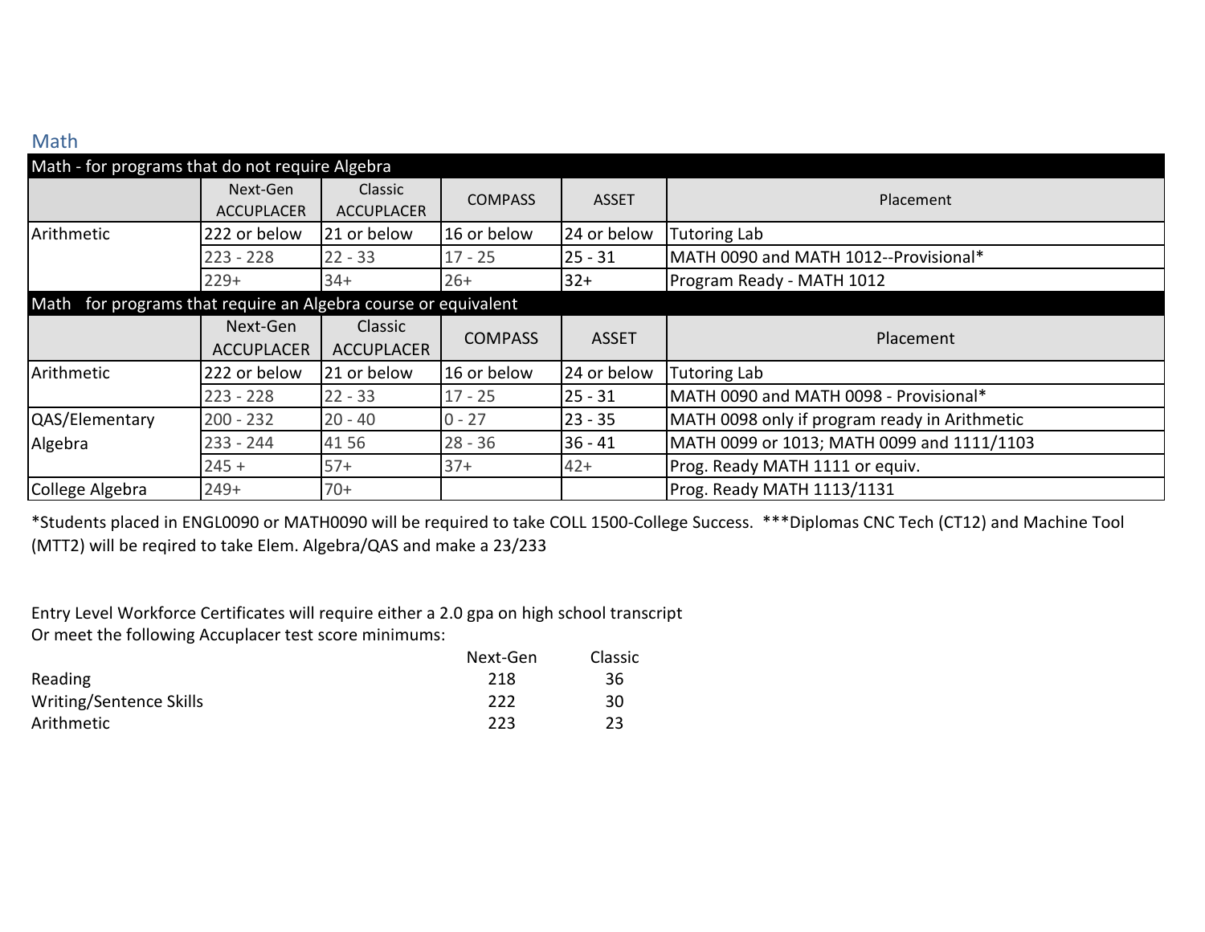## Math

| Math - for programs that do not require Algebra | | | | | |
|---|---|---|---|---|---|
| | Next-Gen ACCUPLACER | Classic ACCUPLACER | COMPASS | ASSET | Placement |
| Arithmetic | 222 or below | 21 or below | 16 or below | 24 or below | Tutoring Lab |
| | 223 - 228 | 22 - 33 | 17 - 25 | 25 - 31 | MATH 0090 and MATH 1012--Provisional* |
| | 229+ | 34+ | 26+ | 32+ | Program Ready - MATH 1012 |

| Math for programs that require an Algebra course or equivalent | | | | | |
|---|---|---|---|---|---|
| | Next-Gen ACCUPLACER | Classic ACCUPLACER | COMPASS | ASSET | Placement |
| Arithmetic | 222 or below | 21 or below | 16 or below | 24 or below | Tutoring Lab |
| | 223 - 228 | 22 - 33 | 17 - 25 | 25 - 31 | MATH 0090 and MATH 0098 - Provisional* |
| QAS/Elementary Algebra | 200 - 232 | 20 - 40 | 0 - 27 | 23 - 35 | MATH 0098 only if program ready in Arithmetic |
| | 233 - 244 | 41 56 | 28 - 36 | 36 - 41 | MATH 0099 or 1013; MATH 0099 and 1111/1103 |
| | 245 + | 57+ | 37+ | 42+ | Prog. Ready MATH 1111 or equiv. |
| College Algebra | 249+ | 70+ | | | Prog. Ready MATH 1113/1131 |

*Students placed in ENGL0090 or MATH0090 will be required to take COLL 1500-College Success. ***Diplomas CNC Tech (CT12) and Machine Tool (MTT2) will be reqired to take Elem. Algebra/QAS and make a 23/233

Entry Level Workforce Certificates will require either a 2.0 gpa on high school transcript
Or meet the following Accuplacer test score minimums:

| | Next-Gen | Classic |
|---|---|---|
| Reading | 218 | 36 |
| Writing/Sentence Skills | 222 | 30 |
| Arithmetic | 223 | 23 |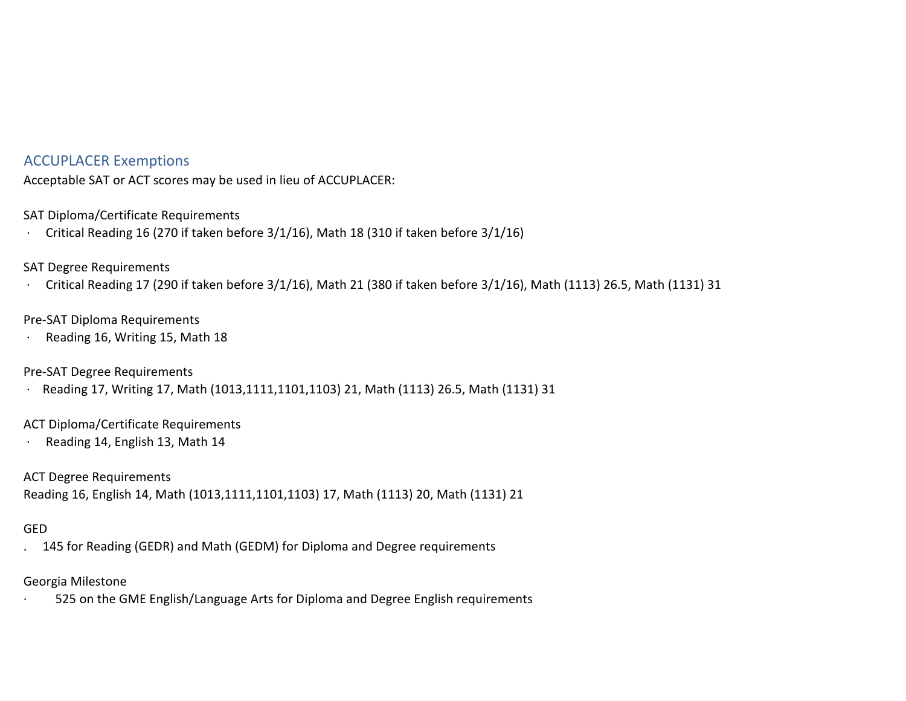## ACCUPLACER Exemptions

Acceptable SAT or ACT scores may be used in lieu of ACCUPLACER:

SAT Diploma/Certificate Requirements

- Critical Reading 16 (270 if taken before 3/1/16), Math 18 (310 if taken before 3/1/16)

SAT Degree Requirements

- Critical Reading 17 (290 if taken before 3/1/16), Math 21 (380 if taken before 3/1/16), Math (1113) 26.5, Math (1131) 31

Pre-SAT Diploma Requirements

- Reading 16, Writing 15, Math 18

Pre-SAT Degree Requirements

- Reading 17, Writing 17, Math (1013,1111,1101,1103) 21, Math (1113) 26.5, Math (1131) 31

ACT Diploma/Certificate Requirements

- Reading 14, English 13, Math 14

ACT Degree Requirements

Reading 16, English 14, Math (1013,1111,1101,1103) 17, Math (1113) 20, Math (1131) 21

GED

- 145 for Reading (GEDR) and Math (GEDM) for Diploma and Degree requirements

Georgia Milestone

- 525 on the GME English/Language Arts for Diploma and Degree English requirements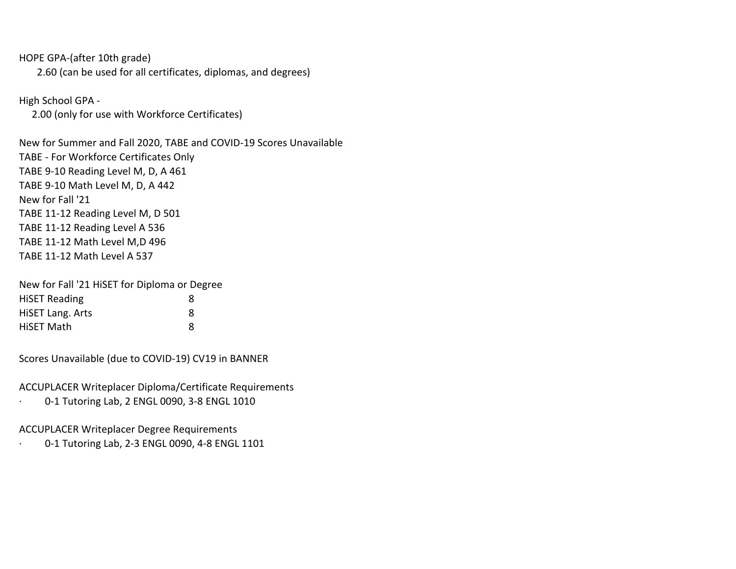HOPE GPA-(after 10th grade)

2.60 (can be used for all certificates, diplomas, and degrees)

High School GPA -

2.00 (only for use with Workforce Certificates)

New for Summer and Fall 2020, TABE and COVID-19 Scores Unavailable

TABE - For Workforce Certificates Only

TABE 9-10 Reading Level M, D, A 461

TABE 9-10 Math Level M, D, A 442

New for Fall '21

TABE 11-12 Reading Level M, D 501

TABE 11-12 Reading Level A 536

TABE 11-12 Math Level M,D 496

TABE 11-12 Math Level A 537

| New for Fall '21 HiSET for Diploma or Degree | |
|---|---|
| HiSET Reading | 8 |
| HiSET Lang. Arts | 8 |
| HiSET Math | 8 |

Scores Unavailable (due to COVID-19) CV19 in BANNER

ACCUPLACER Writeplacer Diploma/Certificate Requirements

- 0-1 Tutoring Lab, 2 ENGL 0090, 3-8 ENGL 1010

ACCUPLACER Writeplacer Degree Requirements

- 0-1 Tutoring Lab, 2-3 ENGL 0090, 4-8 ENGL 1101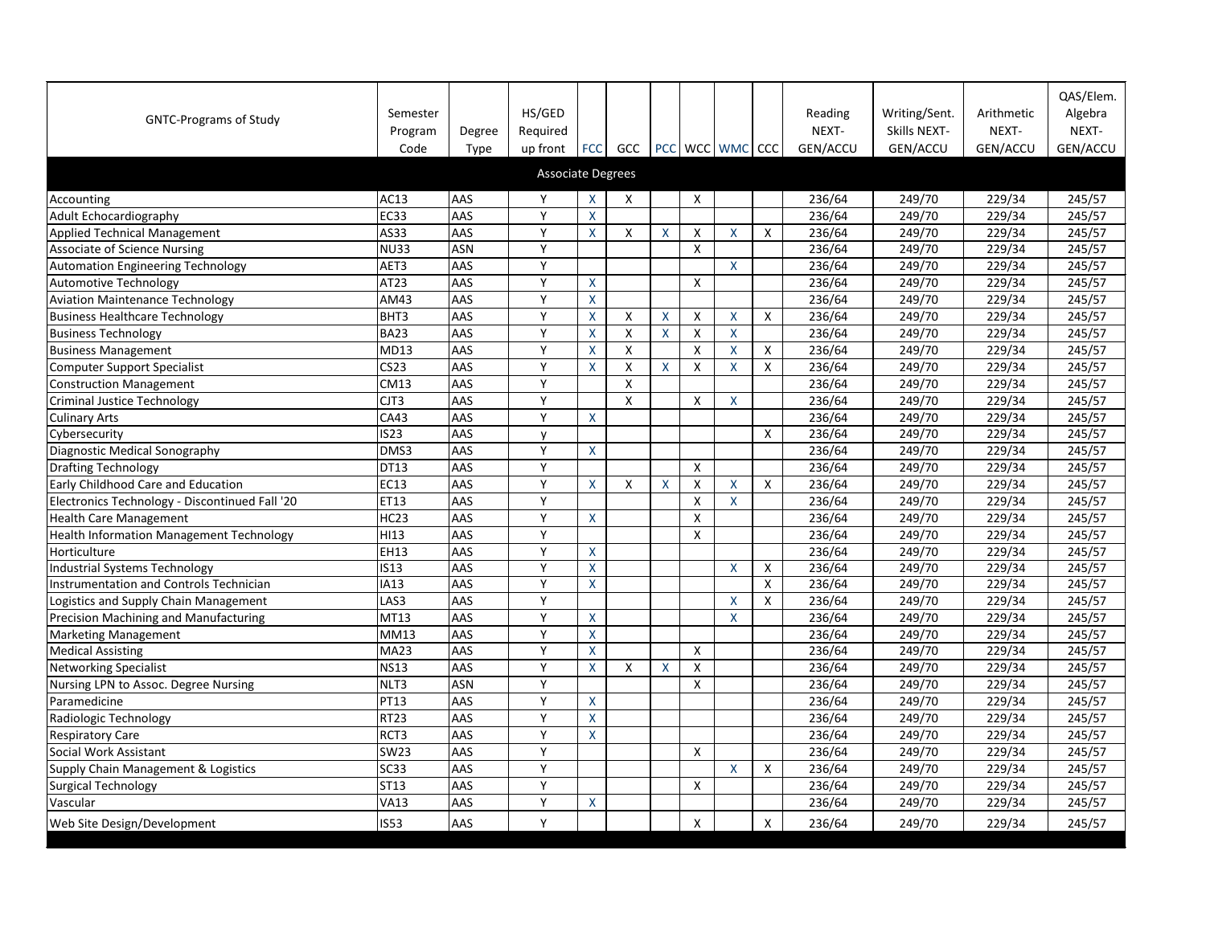| GNTC-Programs of Study | Semester Program Code | Degree Type | HS/GED Required up front | FCC | GCC | PCC | WCC | WMC | CCC | Reading NEXT-GEN/ACCU | Writing/Sent. Skills NEXT-GEN/ACCU | Arithmetic NEXT-GEN/ACCU | QAS/Elem. Algebra NEXT-GEN/ACCU |
|---|---|---|---|---|---|---|---|---|---|---|---|---|---|
| Associate Degrees | | | | | | | | | | | | | |
| Accounting | AC13 | AAS | Y | X | X | | X | | | 236/64 | 249/70 | 229/34 | 245/57 |
| Adult Echocardiography | EC33 | AAS | Y | X | | | | | | 236/64 | 249/70 | 229/34 | 245/57 |
| Applied Technical Management | AS33 | AAS | Y | X | X | X | X | X | X | 236/64 | 249/70 | 229/34 | 245/57 |
| Associate of Science Nursing | NU33 | ASN | Y | | | | X | | | 236/64 | 249/70 | 229/34 | 245/57 |
| Automation Engineering Technology | AET3 | AAS | Y | | | | | X | | 236/64 | 249/70 | 229/34 | 245/57 |
| Automotive Technology | AT23 | AAS | Y | X | | | X | | | 236/64 | 249/70 | 229/34 | 245/57 |
| Aviation Maintenance Technology | AM43 | AAS | Y | X | | | | | | 236/64 | 249/70 | 229/34 | 245/57 |
| Business Healthcare Technology | BHT3 | AAS | Y | X | X | X | X | X | X | 236/64 | 249/70 | 229/34 | 245/57 |
| Business Technology | BA23 | AAS | Y | X | X | X | X | X | | 236/64 | 249/70 | 229/34 | 245/57 |
| Business Management | MD13 | AAS | Y | X | X | | X | X | X | 236/64 | 249/70 | 229/34 | 245/57 |
| Computer Support Specialist | CS23 | AAS | Y | X | X | X | X | X | X | 236/64 | 249/70 | 229/34 | 245/57 |
| Construction Management | CM13 | AAS | Y | | X | | | | | 236/64 | 249/70 | 229/34 | 245/57 |
| Criminal Justice Technology | CJT3 | AAS | Y | | X | | X | X | | 236/64 | 249/70 | 229/34 | 245/57 |
| Culinary Arts | CA43 | AAS | Y | X | | | | | | 236/64 | 249/70 | 229/34 | 245/57 |
| Cybersecurity | IS23 | AAS | y | | | | | | X | 236/64 | 249/70 | 229/34 | 245/57 |
| Diagnostic Medical Sonography | DMS3 | AAS | Y | X | | | | | | 236/64 | 249/70 | 229/34 | 245/57 |
| Drafting Technology | DT13 | AAS | Y | | | | X | | | 236/64 | 249/70 | 229/34 | 245/57 |
| Early Childhood Care and Education | EC13 | AAS | Y | X | X | X | X | X | X | 236/64 | 249/70 | 229/34 | 245/57 |
| Electronics Technology - Discontinued Fall '20 | ET13 | AAS | Y | | | | X | X | | 236/64 | 249/70 | 229/34 | 245/57 |
| Health Care Management | HC23 | AAS | Y | X | | | X | | | 236/64 | 249/70 | 229/34 | 245/57 |
| Health Information Management Technology | HI13 | AAS | Y | | | | X | | | 236/64 | 249/70 | 229/34 | 245/57 |
| Horticulture | EH13 | AAS | Y | X | | | | | | 236/64 | 249/70 | 229/34 | 245/57 |
| Industrial Systems Technology | IS13 | AAS | Y | X | | | | X | X | 236/64 | 249/70 | 229/34 | 245/57 |
| Instrumentation and Controls Technician | IA13 | AAS | Y | X | | | | | X | 236/64 | 249/70 | 229/34 | 245/57 |
| Logistics and Supply Chain Management | LAS3 | AAS | Y | | | | | X | X | 236/64 | 249/70 | 229/34 | 245/57 |
| Precision Machining and Manufacturing | MT13 | AAS | Y | X | | | | X | | 236/64 | 249/70 | 229/34 | 245/57 |
| Marketing Management | MM13 | AAS | Y | X | | | | | | 236/64 | 249/70 | 229/34 | 245/57 |
| Medical Assisting | MA23 | AAS | Y | X | | | X | | | 236/64 | 249/70 | 229/34 | 245/57 |
| Networking Specialist | NS13 | AAS | Y | X | X | X | X | | | 236/64 | 249/70 | 229/34 | 245/57 |
| Nursing LPN to Assoc. Degree Nursing | NLT3 | ASN | Y | | | | X | | | 236/64 | 249/70 | 229/34 | 245/57 |
| Paramedicine | PT13 | AAS | Y | X | | | | | | 236/64 | 249/70 | 229/34 | 245/57 |
| Radiologic Technology | RT23 | AAS | Y | X | | | | | | 236/64 | 249/70 | 229/34 | 245/57 |
| Respiratory Care | RCT3 | AAS | Y | X | | | | | | 236/64 | 249/70 | 229/34 | 245/57 |
| Social Work Assistant | SW23 | AAS | Y | | | | X | | | 236/64 | 249/70 | 229/34 | 245/57 |
| Supply Chain Management & Logistics | SC33 | AAS | Y | | | | | X | X | 236/64 | 249/70 | 229/34 | 245/57 |
| Surgical Technology | ST13 | AAS | Y | | | | X | | | 236/64 | 249/70 | 229/34 | 245/57 |
| Vascular | VA13 | AAS | Y | X | | | | | | 236/64 | 249/70 | 229/34 | 245/57 |
| Web Site Design/Development | IS53 | AAS | Y | | | | X | | X | 236/64 | 249/70 | 229/34 | 245/57 |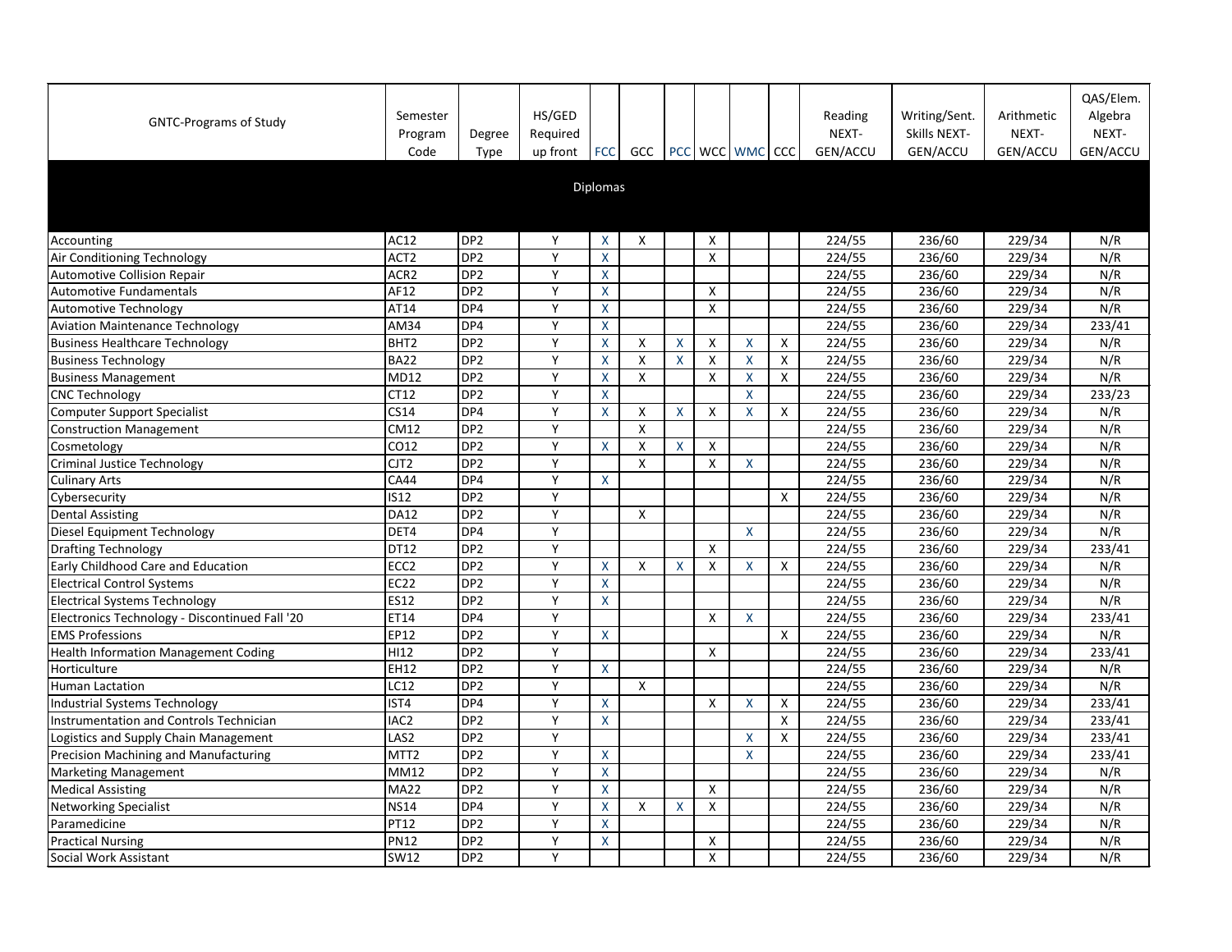| GNTC-Programs of Study | Semester Program Code | Degree Type | HS/GED Required up front | FCC | GCC | PCC | WCC | WMC | CCC | Reading NEXT-GEN/ACCU | Writing/Sent. Skills NEXT-GEN/ACCU | Arithmetic NEXT-GEN/ACCU | QAS/Elem. Algebra NEXT-GEN/ACCU |
|---|---|---|---|---|---|---|---|---|---|---|---|---|---|
| | | | | Diplomas | | | | | | | | | |
| Accounting | AC12 | DP2 | Y | X | X | | X | | | 224/55 | 236/60 | 229/34 | N/R |
| Air Conditioning Technology | ACT2 | DP2 | Y | X | | | X | | | 224/55 | 236/60 | 229/34 | N/R |
| Automotive Collision Repair | ACR2 | DP2 | Y | X | | | | | | 224/55 | 236/60 | 229/34 | N/R |
| Automotive Fundamentals | AF12 | DP2 | Y | X | | | X | | | 224/55 | 236/60 | 229/34 | N/R |
| Automotive Technology | AT14 | DP4 | Y | X | | | X | | | 224/55 | 236/60 | 229/34 | N/R |
| Aviation Maintenance Technology | AM34 | DP4 | Y | X | | | | | | 224/55 | 236/60 | 229/34 | 233/41 |
| Business Healthcare Technology | BHT2 | DP2 | Y | X | X | X | X | X | X | 224/55 | 236/60 | 229/34 | N/R |
| Business Technology | BA22 | DP2 | Y | X | X | X | X | X | X | 224/55 | 236/60 | 229/34 | N/R |
| Business Management | MD12 | DP2 | Y | X | X | | X | X | X | 224/55 | 236/60 | 229/34 | N/R |
| CNC Technology | CT12 | DP2 | Y | X | | | | X | | 224/55 | 236/60 | 229/34 | 233/23 |
| Computer Support Specialist | CS14 | DP4 | Y | X | X | X | X | X | X | 224/55 | 236/60 | 229/34 | N/R |
| Construction Management | CM12 | DP2 | Y | | X | | | | | 224/55 | 236/60 | 229/34 | N/R |
| Cosmetology | CO12 | DP2 | Y | X | X | X | X | | | 224/55 | 236/60 | 229/34 | N/R |
| Criminal Justice Technology | CJT2 | DP2 | Y | | X | | X | X | | 224/55 | 236/60 | 229/34 | N/R |
| Culinary Arts | CA44 | DP4 | Y | X | | | | | | 224/55 | 236/60 | 229/34 | N/R |
| Cybersecurity | IS12 | DP2 | Y | | | | | | X | 224/55 | 236/60 | 229/34 | N/R |
| Dental Assisting | DA12 | DP2 | Y | | X | | | | | 224/55 | 236/60 | 229/34 | N/R |
| Diesel Equipment Technology | DET4 | DP4 | Y | | | | | X | | 224/55 | 236/60 | 229/34 | N/R |
| Drafting Technology | DT12 | DP2 | Y | | | | X | | | 224/55 | 236/60 | 229/34 | 233/41 |
| Early Childhood Care and Education | ECC2 | DP2 | Y | X | X | X | X | X | X | 224/55 | 236/60 | 229/34 | N/R |
| Electrical Control Systems | EC22 | DP2 | Y | X | | | | | | 224/55 | 236/60 | 229/34 | N/R |
| Electrical Systems Technology | ES12 | DP2 | Y | X | | | | | | 224/55 | 236/60 | 229/34 | N/R |
| Electronics Technology - Discontinued Fall '20 | ET14 | DP4 | Y | | | | X | X | | 224/55 | 236/60 | 229/34 | 233/41 |
| EMS Professions | EP12 | DP2 | Y | X | | | | | X | 224/55 | 236/60 | 229/34 | N/R |
| Health Information Management Coding | HI12 | DP2 | Y | | | | X | | | 224/55 | 236/60 | 229/34 | 233/41 |
| Horticulture | EH12 | DP2 | Y | X | | | | | | 224/55 | 236/60 | 229/34 | N/R |
| Human Lactation | LC12 | DP2 | Y | | X | | | | | 224/55 | 236/60 | 229/34 | N/R |
| Industrial Systems Technology | IST4 | DP4 | Y | X | | | X | X | X | 224/55 | 236/60 | 229/34 | 233/41 |
| Instrumentation and Controls Technician | IAC2 | DP2 | Y | X | | | | | X | 224/55 | 236/60 | 229/34 | 233/41 |
| Logistics and Supply Chain Management | LAS2 | DP2 | Y | | | | | X | X | 224/55 | 236/60 | 229/34 | 233/41 |
| Precision Machining and Manufacturing | MTT2 | DP2 | Y | X | | | | X | | 224/55 | 236/60 | 229/34 | 233/41 |
| Marketing Management | MM12 | DP2 | Y | X | | | | | | 224/55 | 236/60 | 229/34 | N/R |
| Medical Assisting | MA22 | DP2 | Y | X | | | X | | | 224/55 | 236/60 | 229/34 | N/R |
| Networking Specialist | NS14 | DP4 | Y | X | X | X | X | | | 224/55 | 236/60 | 229/34 | N/R |
| Paramedicine | PT12 | DP2 | Y | X | | | | | | 224/55 | 236/60 | 229/34 | N/R |
| Practical Nursing | PN12 | DP2 | Y | X | | | X | | | 224/55 | 236/60 | 229/34 | N/R |
| Social Work Assistant | SW12 | DP2 | Y | | | | X | | | 224/55 | 236/60 | 229/34 | N/R |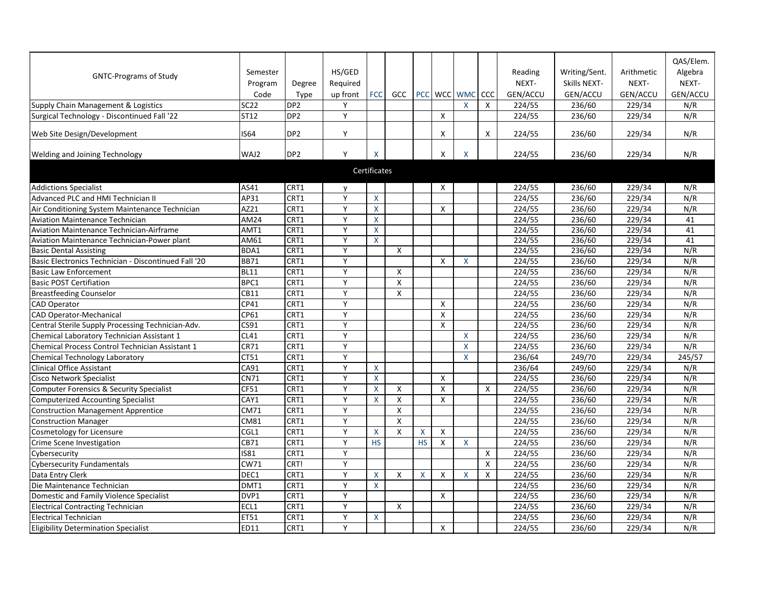| GNTC-Programs of Study | Semester Program Code | Degree Type | HS/GED Required up front | FCC | GCC | PCC | WCC | WMC | CCC | Reading NEXT-GEN/ACCU | Writing/Sent. Skills NEXT-GEN/ACCU | Arithmetic NEXT-GEN/ACCU | QAS/Elem. Algebra NEXT-GEN/ACCU |
|---|---|---|---|---|---|---|---|---|---|---|---|---|---|
| Supply Chain Management & Logistics | SC22 | DP2 | Y | | | | | X | X | 224/55 | 236/60 | 229/34 | N/R |
| Surgical Technology - Discontinued Fall '22 | ST12 | DP2 | Y | | | | X | | | 224/55 | 236/60 | 229/34 | N/R |
| Web Site Design/Development | IS64 | DP2 | Y | | | | X | | X | 224/55 | 236/60 | 229/34 | N/R |
| Welding and Joining Technology | WAJ2 | DP2 | Y | X | | | X | X | | 224/55 | 236/60 | 229/34 | N/R |
| **Certificates** | | | | | | | | | | | | | |
| Addictions Specialist | AS41 | CRT1 | y | | | | X | | | 224/55 | 236/60 | 229/34 | N/R |
| Advanced PLC and HMI Technician II | AP31 | CRT1 | Y | X | | | | | | 224/55 | 236/60 | 229/34 | N/R |
| Air Conditioning System Maintenance Technician | AZ21 | CRT1 | Y | X | | | X | | | 224/55 | 236/60 | 229/34 | N/R |
| Aviation Maintenance Technician | AM24 | CRT1 | Y | X | | | | | | 224/55 | 236/60 | 229/34 | 41 |
| Aviation Maintenance Technician-Airframe | AMT1 | CRT1 | Y | X | | | | | | 224/55 | 236/60 | 229/34 | 41 |
| Aviation Maintenance Technician-Power plant | AM61 | CRT1 | Y | X | | | | | | 224/55 | 236/60 | 229/34 | 41 |
| Basic Dental Assisting | BDA1 | CRT1 | Y | | X | | | | | 224/55 | 236/60 | 229/34 | N/R |
| Basic Electronics Technician - Discontinued Fall '20 | BB71 | CRT1 | Y | | | | X | X | | 224/55 | 236/60 | 229/34 | N/R |
| Basic Law Enforcement | BL11 | CRT1 | Y | | X | | | | | 224/55 | 236/60 | 229/34 | N/R |
| Basic POST Certification | BPC1 | CRT1 | Y | | X | | | | | 224/55 | 236/60 | 229/34 | N/R |
| Breastfeeding Counselor | CB11 | CRT1 | Y | | X | | | | | 224/55 | 236/60 | 229/34 | N/R |
| CAD Operator | CP41 | CRT1 | Y | | | | X | | | 224/55 | 236/60 | 229/34 | N/R |
| CAD Operator-Mechanical | CP61 | CRT1 | Y | | | | X | | | 224/55 | 236/60 | 229/34 | N/R |
| Central Sterile Supply Processing Technician-Adv. | CS91 | CRT1 | Y | | | | X | | | 224/55 | 236/60 | 229/34 | N/R |
| Chemical Laboratory Technician Assistant 1 | CL41 | CRT1 | Y | | | | | X | | 224/55 | 236/60 | 229/34 | N/R |
| Chemical Process Control Technician Assistant 1 | CR71 | CRT1 | Y | | | | | X | | 224/55 | 236/60 | 229/34 | N/R |
| Chemical Technology Laboratory | CT51 | CRT1 | Y | | | | | X | | 236/64 | 249/70 | 229/34 | 245/57 |
| Clinical Office Assistant | CA91 | CRT1 | Y | X | | | | | | 236/64 | 249/60 | 229/34 | N/R |
| Cisco Network Specialist | CN71 | CRT1 | Y | X | | | X | | | 224/55 | 236/60 | 229/34 | N/R |
| Computer Forensics & Security Specialist | CF51 | CRT1 | Y | X | X | | X | | X | 224/55 | 236/60 | 229/34 | N/R |
| Computerized Accounting Specialist | CAY1 | CRT1 | Y | X | X | | X | | | 224/55 | 236/60 | 229/34 | N/R |
| Construction Management Apprentice | CM71 | CRT1 | Y | | X | | | | | 224/55 | 236/60 | 229/34 | N/R |
| Construction Manager | CM81 | CRT1 | Y | | X | | | | | 224/55 | 236/60 | 229/34 | N/R |
| Cosmetology for Licensure | CGL1 | CRT1 | Y | X | X | X | X | | | 224/55 | 236/60 | 229/34 | N/R |
| Crime Scene Investigation | CB71 | CRT1 | Y | HS | | HS | X | X | | 224/55 | 236/60 | 229/34 | N/R |
| Cybersecurity | IS81 | CRT1 | Y | | | | | | X | 224/55 | 236/60 | 229/34 | N/R |
| Cybersecurity Fundamentals | CW71 | CRT! | Y | | | | | | X | 224/55 | 236/60 | 229/34 | N/R |
| Data Entry Clerk | DEC1 | CRT1 | Y | X | X | X | X | X | X | 224/55 | 236/60 | 229/34 | N/R |
| Die Maintenance Technician | DMT1 | CRT1 | Y | X | | | | | | 224/55 | 236/60 | 229/34 | N/R |
| Domestic and Family Violence Specialist | DVP1 | CRT1 | Y | | | | X | | | 224/55 | 236/60 | 229/34 | N/R |
| Electrical Contracting Technician | ECL1 | CRT1 | Y | | X | | | | | 224/55 | 236/60 | 229/34 | N/R |
| Electrical Technician | ET51 | CRT1 | Y | X | | | | | | 224/55 | 236/60 | 229/34 | N/R |
| Eligibility Determination Specialist | ED11 | CRT1 | Y | | | | X | | | 224/55 | 236/60 | 229/34 | N/R |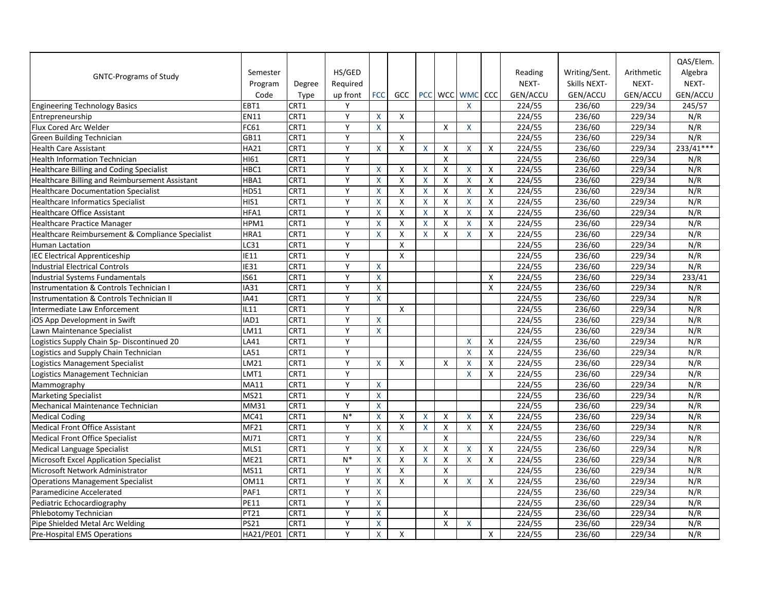| GNTC-Programs of Study | Semester Program Code | Degree Type | HS/GED Required up front | FCC | GCC | PCC | WCC | WMC | CCC | Reading NEXT-GEN/ACCU | Writing/Sent. Skills NEXT-GEN/ACCU | Arithmetic NEXT-GEN/ACCU | QAS/Elem. Algebra NEXT-GEN/ACCU |
|---|---|---|---|---|---|---|---|---|---|---|---|---|---|
| Engineering Technology Basics | EBT1 | CRT1 | Y | | | | | X | | 224/55 | 236/60 | 229/34 | 245/57 |
| Entrepreneurship | EN11 | CRT1 | Y | X | X | | | | | 224/55 | 236/60 | 229/34 | N/R |
| Flux Cored Arc Welder | FC61 | CRT1 | Y | X | | | X | X | | 224/55 | 236/60 | 229/34 | N/R |
| Green Building Technician | GB11 | CRT1 | Y | | X | | | | | 224/55 | 236/60 | 229/34 | N/R |
| Health Care Assistant | HA21 | CRT1 | Y | X | X | X | X | X | X | 224/55 | 236/60 | 229/34 | 233/41*** |
| Health Information Technician | HI61 | CRT1 | Y | | | | X | | | 224/55 | 236/60 | 229/34 | N/R |
| Healthcare Billing and Coding Specialist | HBC1 | CRT1 | Y | X | X | X | X | X | X | 224/55 | 236/60 | 229/34 | N/R |
| Healthcare Billing and Reimbursement Assistant | HBA1 | CRT1 | Y | X | X | X | X | X | X | 224/55 | 236/60 | 229/34 | N/R |
| Healthcare Documentation Specialist | HD51 | CRT1 | Y | X | X | X | X | X | X | 224/55 | 236/60 | 229/34 | N/R |
| Healthcare Informatics Specialist | HIS1 | CRT1 | Y | X | X | X | X | X | X | 224/55 | 236/60 | 229/34 | N/R |
| Healthcare Office Assistant | HFA1 | CRT1 | Y | X | X | X | X | X | X | 224/55 | 236/60 | 229/34 | N/R |
| Healthcare Practice Manager | HPM1 | CRT1 | Y | X | X | X | X | X | X | 224/55 | 236/60 | 229/34 | N/R |
| Healthcare Reimbursement & Compliance Specialist | HRA1 | CRT1 | Y | X | X | X | X | X | X | 224/55 | 236/60 | 229/34 | N/R |
| Human Lactation | LC31 | CRT1 | Y | | X | | | | | 224/55 | 236/60 | 229/34 | N/R |
| IEC Electrical Apprenticeship | IE11 | CRT1 | Y | | X | | | | | 224/55 | 236/60 | 229/34 | N/R |
| Industrial Electrical Controls | IE31 | CRT1 | Y | X | | | | | | 224/55 | 236/60 | 229/34 | N/R |
| Industrial Systems Fundamentals | IS61 | CRT1 | Y | X | | | | | X | 224/55 | 236/60 | 229/34 | 233/41 |
| Instrumentation & Controls Technician I | IA31 | CRT1 | Y | X | | | | | X | 224/55 | 236/60 | 229/34 | N/R |
| Instrumentation & Controls Technician II | IA41 | CRT1 | Y | X | | | | | | 224/55 | 236/60 | 229/34 | N/R |
| Intermediate Law Enforcement | IL11 | CRT1 | Y | | X | | | | | 224/55 | 236/60 | 229/34 | N/R |
| iOS App Development in Swift | IAD1 | CRT1 | Y | X | | | | | | 224/55 | 236/60 | 229/34 | N/R |
| Lawn Maintenance Specialist | LM11 | CRT1 | Y | X | | | | | | 224/55 | 236/60 | 229/34 | N/R |
| Logistics Supply Chain Sp- Discontinued 20 | LA41 | CRT1 | Y | | | | | X | X | 224/55 | 236/60 | 229/34 | N/R |
| Logistics and Supply Chain Technician | LA51 | CRT1 | Y | | | | | X | X | 224/55 | 236/60 | 229/34 | N/R |
| Logistics Management Specialist | LM21 | CRT1 | Y | X | X | | X | X | X | 224/55 | 236/60 | 229/34 | N/R |
| Logistics Management Technician | LMT1 | CRT1 | Y | | | | | X | X | 224/55 | 236/60 | 229/34 | N/R |
| Mammography | MA11 | CRT1 | Y | X | | | | | | 224/55 | 236/60 | 229/34 | N/R |
| Marketing Specialist | MS21 | CRT1 | Y | X | | | | | | 224/55 | 236/60 | 229/34 | N/R |
| Mechanical Maintenance Technician | MM31 | CRT1 | Y | X | | | | | | 224/55 | 236/60 | 229/34 | N/R |
| Medical Coding | MC41 | CRT1 | N* | X | X | X | X | X | X | 224/55 | 236/60 | 229/34 | N/R |
| Medical Front Office Assistant | MF21 | CRT1 | Y | X | X | X | X | X | X | 224/55 | 236/60 | 229/34 | N/R |
| Medical Front Office Specialist | MJ71 | CRT1 | Y | X | | | X | | | 224/55 | 236/60 | 229/34 | N/R |
| Medical Language Specialist | MLS1 | CRT1 | Y | X | X | X | X | X | X | 224/55 | 236/60 | 229/34 | N/R |
| Microsoft Excel Application Specialist | ME21 | CRT1 | N* | X | X | X | X | X | X | 224/55 | 236/60 | 229/34 | N/R |
| Microsoft Network Administrator | MS11 | CRT1 | Y | X | X | | X | | | 224/55 | 236/60 | 229/34 | N/R |
| Operations Management Specialist | OM11 | CRT1 | Y | X | X | | X | X | X | 224/55 | 236/60 | 229/34 | N/R |
| Paramedicine Accelerated | PAF1 | CRT1 | Y | X | | | | | | 224/55 | 236/60 | 229/34 | N/R |
| Pediatric Echocardiography | PE11 | CRT1 | Y | X | | | | | | 224/55 | 236/60 | 229/34 | N/R |
| Phlebotomy Technician | PT21 | CRT1 | Y | X | | | X | | | 224/55 | 236/60 | 229/34 | N/R |
| Pipe Shielded Metal Arc Welding | PS21 | CRT1 | Y | X | | | X | X | | 224/55 | 236/60 | 229/34 | N/R |
| Pre-Hospital EMS Operations | HA21/PE01 | CRT1 | Y | X | X | | | | X | 224/55 | 236/60 | 229/34 | N/R |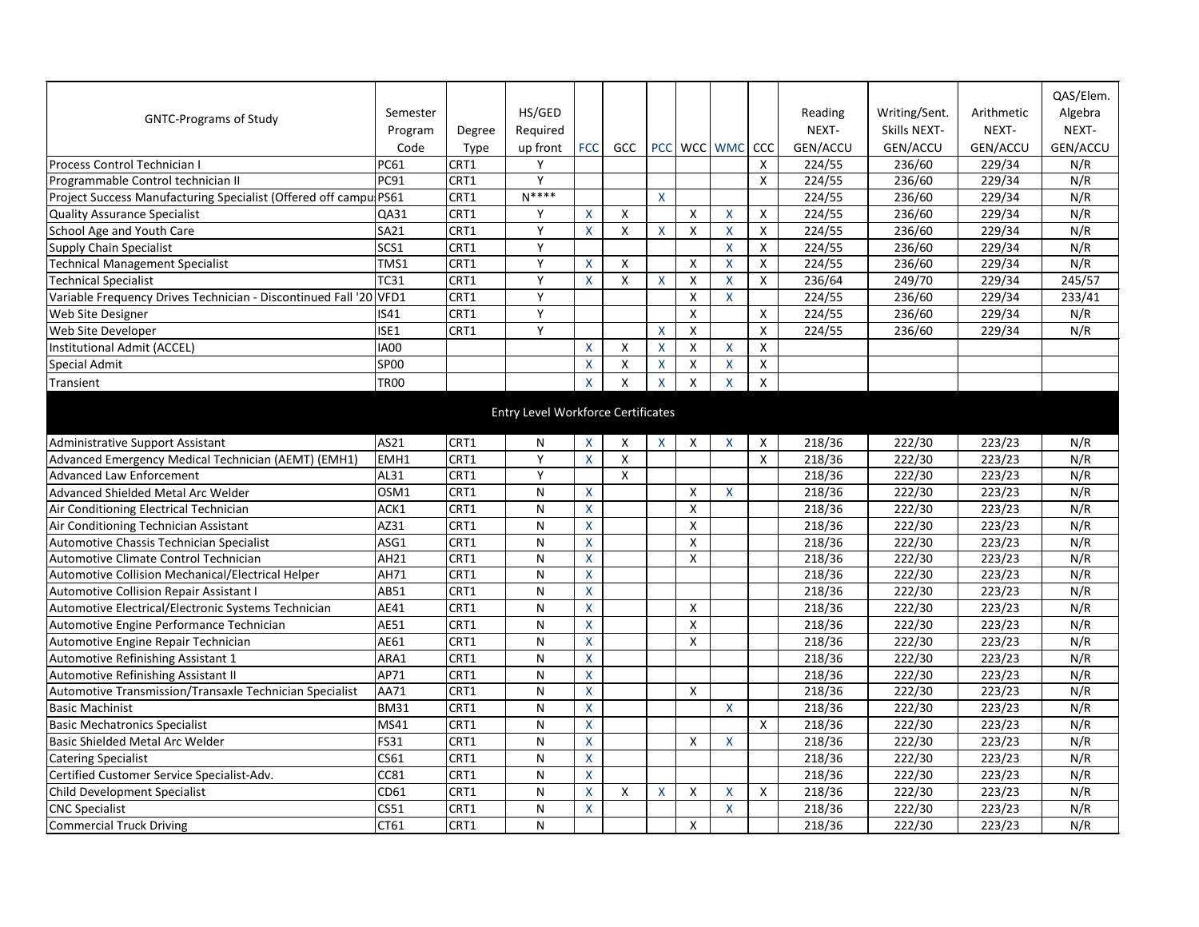| GNTC-Programs of Study | Semester Program Code | Degree Type | HS/GED Required up front | FCC | GCC | PCC | WCC | WMC | CCC | Reading NEXT-GEN/ACCU | Writing/Sent. Skills NEXT-GEN/ACCU | Arithmetic NEXT-GEN/ACCU | QAS/Elem. Algebra NEXT-GEN/ACCU |
|---|---|---|---|---|---|---|---|---|---|---|---|---|---|
| Process Control Technician I | PC61 | CRT1 | Y | | | | | | X | 224/55 | 236/60 | 229/34 | N/R |
| Programmable Control technician II | PC91 | CRT1 | Y | | | | | | X | 224/55 | 236/60 | 229/34 | N/R |
| Project Success Manufacturing Specialist (Offered off campu | PS61 | CRT1 | N**** | | | X | | | | 224/55 | 236/60 | 229/34 | N/R |
| Quality Assurance Specialist | QA31 | CRT1 | Y | X | X | | X | X | X | 224/55 | 236/60 | 229/34 | N/R |
| School Age and Youth Care | SA21 | CRT1 | Y | X | X | X | X | X | X | 224/55 | 236/60 | 229/34 | N/R |
| Supply Chain Specialist | SCS1 | CRT1 | Y | | | | | X | X | 224/55 | 236/60 | 229/34 | N/R |
| Technical Management Specialist | TMS1 | CRT1 | Y | X | X | | X | X | X | 224/55 | 236/60 | 229/34 | N/R |
| Technical Specialist | TC31 | CRT1 | Y | X | X | X | X | X | X | 236/64 | 249/70 | 229/34 | 245/57 |
| Variable Frequency Drives Technician - Discontinued Fall '20 | VFD1 | CRT1 | Y | | | | X | X | | 224/55 | 236/60 | 229/34 | 233/41 |
| Web Site Designer | IS41 | CRT1 | Y | | | | X | | X | 224/55 | 236/60 | 229/34 | N/R |
| Web Site Developer | ISE1 | CRT1 | Y | | | X | X | | X | 224/55 | 236/60 | 229/34 | N/R |
| Institutional Admit (ACCEL) | IA00 | | | X | X | X | X | X | X | | | | |
| Special Admit | SP00 | | | X | X | X | X | X | X | | | | |
| Transient | TR00 | | | X | X | X | X | X | X | | | | |
| **Entry Level Workforce Certificates** | | | | | | | | | | | | | |
| Administrative Support Assistant | AS21 | CRT1 | N | X | X | X | X | X | X | 218/36 | 222/30 | 223/23 | N/R |
| Advanced Emergency Medical Technician (AEMT) (EMH1) | EMH1 | CRT1 | Y | X | X | | | | X | 218/36 | 222/30 | 223/23 | N/R |
| Advanced Law Enforcement | AL31 | CRT1 | Y | | X | | | | | 218/36 | 222/30 | 223/23 | N/R |
| Advanced Shielded Metal Arc Welder | OSM1 | CRT1 | N | X | | | X | X | | 218/36 | 222/30 | 223/23 | N/R |
| Air Conditioning Electrical Technician | ACK1 | CRT1 | N | X | | | X | | | 218/36 | 222/30 | 223/23 | N/R |
| Air Conditioning Technician Assistant | AZ31 | CRT1 | N | X | | | X | | | 218/36 | 222/30 | 223/23 | N/R |
| Automotive Chassis Technician Specialist | ASG1 | CRT1 | N | X | | | X | | | 218/36 | 222/30 | 223/23 | N/R |
| Automotive Climate Control Technician | AH21 | CRT1 | N | X | | | X | | | 218/36 | 222/30 | 223/23 | N/R |
| Automotive Collision Mechanical/Electrical Helper | AH71 | CRT1 | N | X | | | | | | 218/36 | 222/30 | 223/23 | N/R |
| Automotive Collision Repair Assistant I | AB51 | CRT1 | N | X | | | | | | 218/36 | 222/30 | 223/23 | N/R |
| Automotive Electrical/Electronic Systems Technician | AE41 | CRT1 | N | X | | | X | | | 218/36 | 222/30 | 223/23 | N/R |
| Automotive Engine Performance Technician | AE51 | CRT1 | N | X | | | X | | | 218/36 | 222/30 | 223/23 | N/R |
| Automotive Engine Repair Technician | AE61 | CRT1 | N | X | | | X | | | 218/36 | 222/30 | 223/23 | N/R |
| Automotive Refinishing Assistant 1 | ARA1 | CRT1 | N | X | | | | | | 218/36 | 222/30 | 223/23 | N/R |
| Automotive Refinishing Assistant II | AP71 | CRT1 | N | X | | | | | | 218/36 | 222/30 | 223/23 | N/R |
| Automotive Transmission/Transaxle Technician Specialist | AA71 | CRT1 | N | X | | | X | | | 218/36 | 222/30 | 223/23 | N/R |
| Basic Machinist | BM31 | CRT1 | N | X | | | | X | | 218/36 | 222/30 | 223/23 | N/R |
| Basic Mechatronics Specialist | MS41 | CRT1 | N | X | | | | | X | 218/36 | 222/30 | 223/23 | N/R |
| Basic Shielded Metal Arc Welder | FS31 | CRT1 | N | X | | | X | X | | 218/36 | 222/30 | 223/23 | N/R |
| Catering Specialist | CS61 | CRT1 | N | X | | | | | | 218/36 | 222/30 | 223/23 | N/R |
| Certified Customer Service Specialist-Adv. | CC81 | CRT1 | N | X | | | | | | 218/36 | 222/30 | 223/23 | N/R |
| Child Development Specialist | CD61 | CRT1 | N | X | X | X | X | X | X | 218/36 | 222/30 | 223/23 | N/R |
| CNC Specialist | CS51 | CRT1 | N | X | | | | X | | 218/36 | 222/30 | 223/23 | N/R |
| Commercial Truck Driving | CT61 | CRT1 | N | | | | X | | | 218/36 | 222/30 | 223/23 | N/R |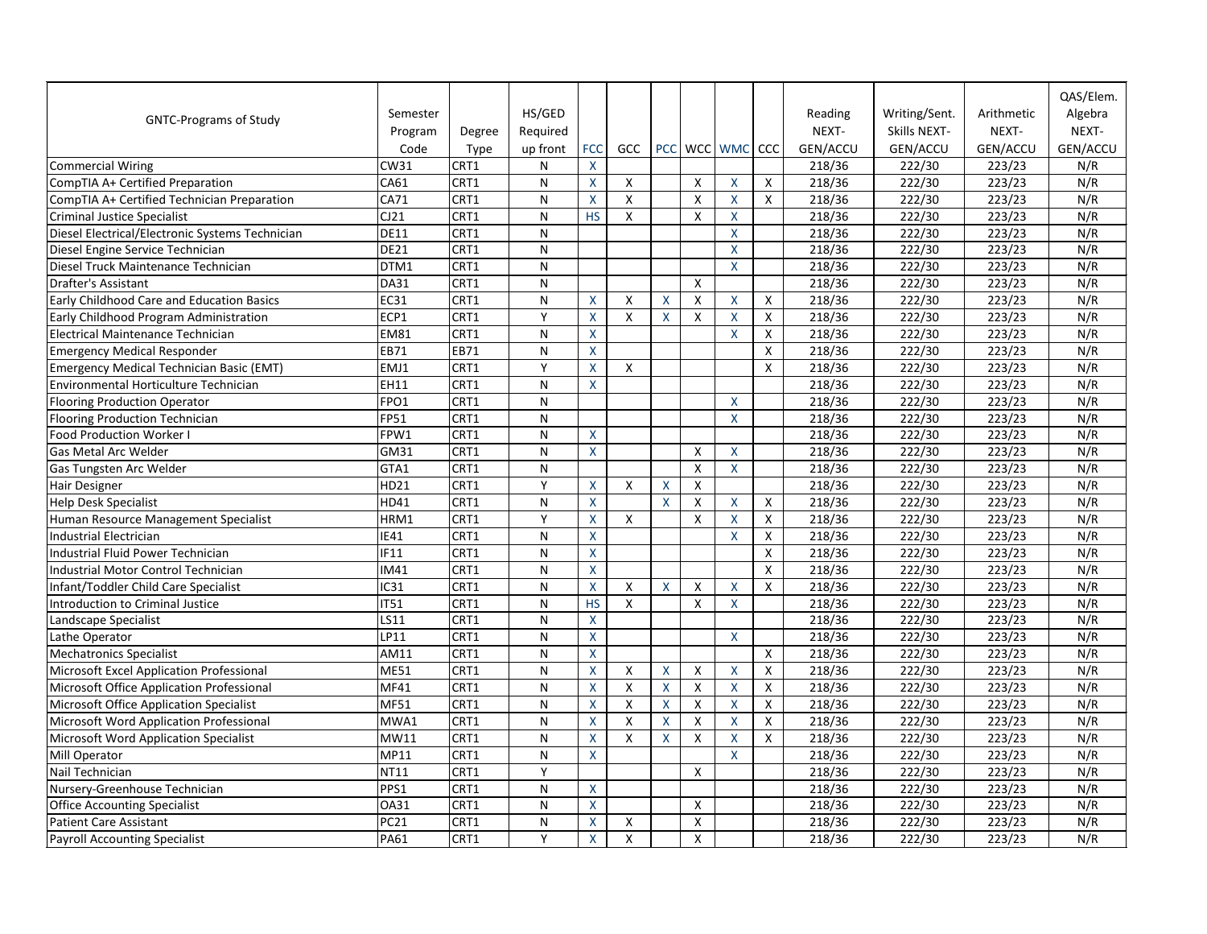| GNTC-Programs of Study | Semester Program Code | Degree Type | HS/GED Required up front | FCC | GCC | PCC | WCC | WMC | CCC | Reading NEXT-GEN/ACCU | Writing/Sent. Skills NEXT-GEN/ACCU | Arithmetic NEXT-GEN/ACCU | QAS/Elem. Algebra NEXT-GEN/ACCU |
|---|---|---|---|---|---|---|---|---|---|---|---|---|---|
| Commercial Wiring | CW31 | CRT1 | N | X | | | | | | 218/36 | 222/30 | 223/23 | N/R |
| CompTIA A+ Certified Preparation | CA61 | CRT1 | N | X | X | | X | X | X | 218/36 | 222/30 | 223/23 | N/R |
| CompTIA A+ Certified Technician Preparation | CA71 | CRT1 | N | X | X | | X | X | X | 218/36 | 222/30 | 223/23 | N/R |
| Criminal Justice Specialist | CJ21 | CRT1 | N | HS | X | | X | X | | 218/36 | 222/30 | 223/23 | N/R |
| Diesel Electrical/Electronic Systems Technician | DE11 | CRT1 | N | | | | | X | | 218/36 | 222/30 | 223/23 | N/R |
| Diesel Engine Service Technician | DE21 | CRT1 | N | | | | | X | | 218/36 | 222/30 | 223/23 | N/R |
| Diesel Truck Maintenance Technician | DTM1 | CRT1 | N | | | | | X | | 218/36 | 222/30 | 223/23 | N/R |
| Drafter's Assistant | DA31 | CRT1 | N | | | | X | | | 218/36 | 222/30 | 223/23 | N/R |
| Early Childhood Care and Education Basics | EC31 | CRT1 | N | X | X | X | X | X | X | 218/36 | 222/30 | 223/23 | N/R |
| Early Childhood Program Administration | ECP1 | CRT1 | Y | X | X | X | X | X | X | 218/36 | 222/30 | 223/23 | N/R |
| Electrical Maintenance Technician | EM81 | CRT1 | N | X | | | | X | X | 218/36 | 222/30 | 223/23 | N/R |
| Emergency Medical Responder | EB71 | EB71 | N | X | | | | | X | 218/36 | 222/30 | 223/23 | N/R |
| Emergency Medical Technician Basic (EMT) | EMJ1 | CRT1 | Y | X | X | | | | X | 218/36 | 222/30 | 223/23 | N/R |
| Environmental Horticulture Technician | EH11 | CRT1 | N | X | | | | | | 218/36 | 222/30 | 223/23 | N/R |
| Flooring Production Operator | FPO1 | CRT1 | N | | | | | X | | 218/36 | 222/30 | 223/23 | N/R |
| Flooring Production Technician | FP51 | CRT1 | N | | | | | X | | 218/36 | 222/30 | 223/23 | N/R |
| Food Production Worker I | FPW1 | CRT1 | N | X | | | | | | 218/36 | 222/30 | 223/23 | N/R |
| Gas Metal Arc Welder | GM31 | CRT1 | N | X | | | X | X | | 218/36 | 222/30 | 223/23 | N/R |
| Gas Tungsten Arc Welder | GTA1 | CRT1 | N | | | | X | X | | 218/36 | 222/30 | 223/23 | N/R |
| Hair Designer | HD21 | CRT1 | Y | X | X | X | X | | | 218/36 | 222/30 | 223/23 | N/R |
| Help Desk Specialist | HD41 | CRT1 | N | X | | X | X | X | X | 218/36 | 222/30 | 223/23 | N/R |
| Human Resource Management Specialist | HRM1 | CRT1 | Y | X | X | | X | X | X | 218/36 | 222/30 | 223/23 | N/R |
| Industrial Electrician | IE41 | CRT1 | N | X | | | | X | X | 218/36 | 222/30 | 223/23 | N/R |
| Industrial Fluid Power Technician | IF11 | CRT1 | N | X | | | | | X | 218/36 | 222/30 | 223/23 | N/R |
| Industrial Motor Control Technician | IM41 | CRT1 | N | X | | | | | X | 218/36 | 222/30 | 223/23 | N/R |
| Infant/Toddler Child Care Specialist | IC31 | CRT1 | N | X | X | X | X | X | X | 218/36 | 222/30 | 223/23 | N/R |
| Introduction to Criminal Justice | IT51 | CRT1 | N | HS | X | | X | X | | 218/36 | 222/30 | 223/23 | N/R |
| Landscape Specialist | LS11 | CRT1 | N | X | | | | | | 218/36 | 222/30 | 223/23 | N/R |
| Lathe Operator | LP11 | CRT1 | N | X | | | | X | | 218/36 | 222/30 | 223/23 | N/R |
| Mechatronics Specialist | AM11 | CRT1 | N | X | | | | | X | 218/36 | 222/30 | 223/23 | N/R |
| Microsoft Excel Application Professional | ME51 | CRT1 | N | X | X | X | X | X | X | 218/36 | 222/30 | 223/23 | N/R |
| Microsoft Office Application Professional | MF41 | CRT1 | N | X | X | X | X | X | X | 218/36 | 222/30 | 223/23 | N/R |
| Microsoft Office Application Specialist | MF51 | CRT1 | N | X | X | X | X | X | X | 218/36 | 222/30 | 223/23 | N/R |
| Microsoft Word Application Professional | MWA1 | CRT1 | N | X | X | X | X | X | X | 218/36 | 222/30 | 223/23 | N/R |
| Microsoft Word Application Specialist | MW11 | CRT1 | N | X | X | X | X | X | X | 218/36 | 222/30 | 223/23 | N/R |
| Mill Operator | MP11 | CRT1 | N | X | | | | X | | 218/36 | 222/30 | 223/23 | N/R |
| Nail Technician | NT11 | CRT1 | Y | | | | X | | | 218/36 | 222/30 | 223/23 | N/R |
| Nursery-Greenhouse Technician | PPS1 | CRT1 | N | X | | | | | | 218/36 | 222/30 | 223/23 | N/R |
| Office Accounting Specialist | OA31 | CRT1 | N | X | | | X | | | 218/36 | 222/30 | 223/23 | N/R |
| Patient Care Assistant | PC21 | CRT1 | N | X | X | | X | | | 218/36 | 222/30 | 223/23 | N/R |
| Payroll Accounting Specialist | PA61 | CRT1 | Y | X | X | | X | | | 218/36 | 222/30 | 223/23 | N/R |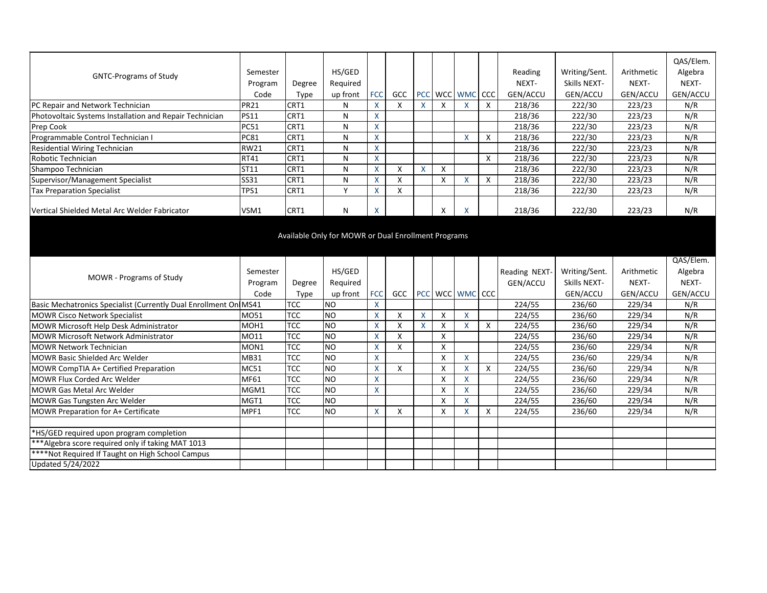| GNTC-Programs of Study | Semester Program Code | Degree Type | HS/GED Required up front | FCC | GCC | PCC | WCC | WMC | CCC | Reading NEXT-GEN/ACCU | Writing/Sent. Skills NEXT-GEN/ACCU | Arithmetic NEXT-GEN/ACCU | QAS/Elem. Algebra NEXT-GEN/ACCU |
|---|---|---|---|---|---|---|---|---|---|---|---|---|---|
| PC Repair and Network Technician | PR21 | CRT1 | N | X | X | X | X | X | X | 218/36 | 222/30 | 223/23 | N/R |
| Photovoltaic Systems Installation and Repair Technician | PS11 | CRT1 | N | X | | | | | | 218/36 | 222/30 | 223/23 | N/R |
| Prep Cook | PC51 | CRT1 | N | X | | | | | | 218/36 | 222/30 | 223/23 | N/R |
| Programmable Control Technician I | PC81 | CRT1 | N | X | | | | X | X | 218/36 | 222/30 | 223/23 | N/R |
| Residential Wiring Technician | RW21 | CRT1 | N | X | | | | | | 218/36 | 222/30 | 223/23 | N/R |
| Robotic Technician | RT41 | CRT1 | N | X | | | | | X | 218/36 | 222/30 | 223/23 | N/R |
| Shampoo Technician | ST11 | CRT1 | N | X | X | X | X | | | 218/36 | 222/30 | 223/23 | N/R |
| Supervisor/Management Specialist | SS31 | CRT1 | N | X | X | | X | X | X | 218/36 | 222/30 | 223/23 | N/R |
| Tax Preparation Specialist | TPS1 | CRT1 | Y | X | X | | | | | 218/36 | 222/30 | 223/23 | N/R |
| Vertical Shielded Metal Arc Welder Fabricator | VSM1 | CRT1 | N | X | | | X | X | | 218/36 | 222/30 | 223/23 | N/R |

Available Only for MOWR or Dual Enrollment Programs

| MOWR - Programs of Study | Semester Program Code | Degree Type | HS/GED Required up front | FCC | GCC | PCC | WCC | WMC | CCC | Reading NEXT-GEN/ACCU | Writing/Sent. Skills NEXT-GEN/ACCU | Arithmetic NEXT-GEN/ACCU | QAS/Elem. Algebra NEXT-GEN/ACCU |
|---|---|---|---|---|---|---|---|---|---|---|---|---|---|
| Basic Mechatronics Specialist (Currently Dual Enrollment Onl | MS41 | TCC | NO | X | | | | | | 224/55 | 236/60 | 229/34 | N/R |
| MOWR Cisco Network Specialist | MO51 | TCC | NO | X | X | X | X | X | | 224/55 | 236/60 | 229/34 | N/R |
| MOWR Microsoft Help Desk Administrator | MOH1 | TCC | NO | X | X | X | X | X | X | 224/55 | 236/60 | 229/34 | N/R |
| MOWR Microsoft Network Administrator | MO11 | TCC | NO | X | X | | X | | | 224/55 | 236/60 | 229/34 | N/R |
| MOWR Network Technician | MON1 | TCC | NO | X | X | | X | | | 224/55 | 236/60 | 229/34 | N/R |
| MOWR Basic Shielded Arc Welder | MB31 | TCC | NO | X | | | X | X | | 224/55 | 236/60 | 229/34 | N/R |
| MOWR CompTIA A+ Certified Preparation | MC51 | TCC | NO | X | X | | X | X | X | 224/55 | 236/60 | 229/34 | N/R |
| MOWR Flux Corded Arc Welder | MF61 | TCC | NO | X | | | X | X | | 224/55 | 236/60 | 229/34 | N/R |
| MOWR Gas Metal Arc Welder | MGM1 | TCC | NO | X | | | X | X | | 224/55 | 236/60 | 229/34 | N/R |
| MOWR Gas Tungsten Arc Welder | MGT1 | TCC | NO | | | | X | X | | 224/55 | 236/60 | 229/34 | N/R |
| MOWR Preparation for A+ Certificate | MPF1 | TCC | NO | X | X | | X | X | X | 224/55 | 236/60 | 229/34 | N/R |

*HS/GED required upon program completion

***Algebra score required only if taking MAT 1013

****Not Required If Taught on High School Campus

Updated 5/24/2022